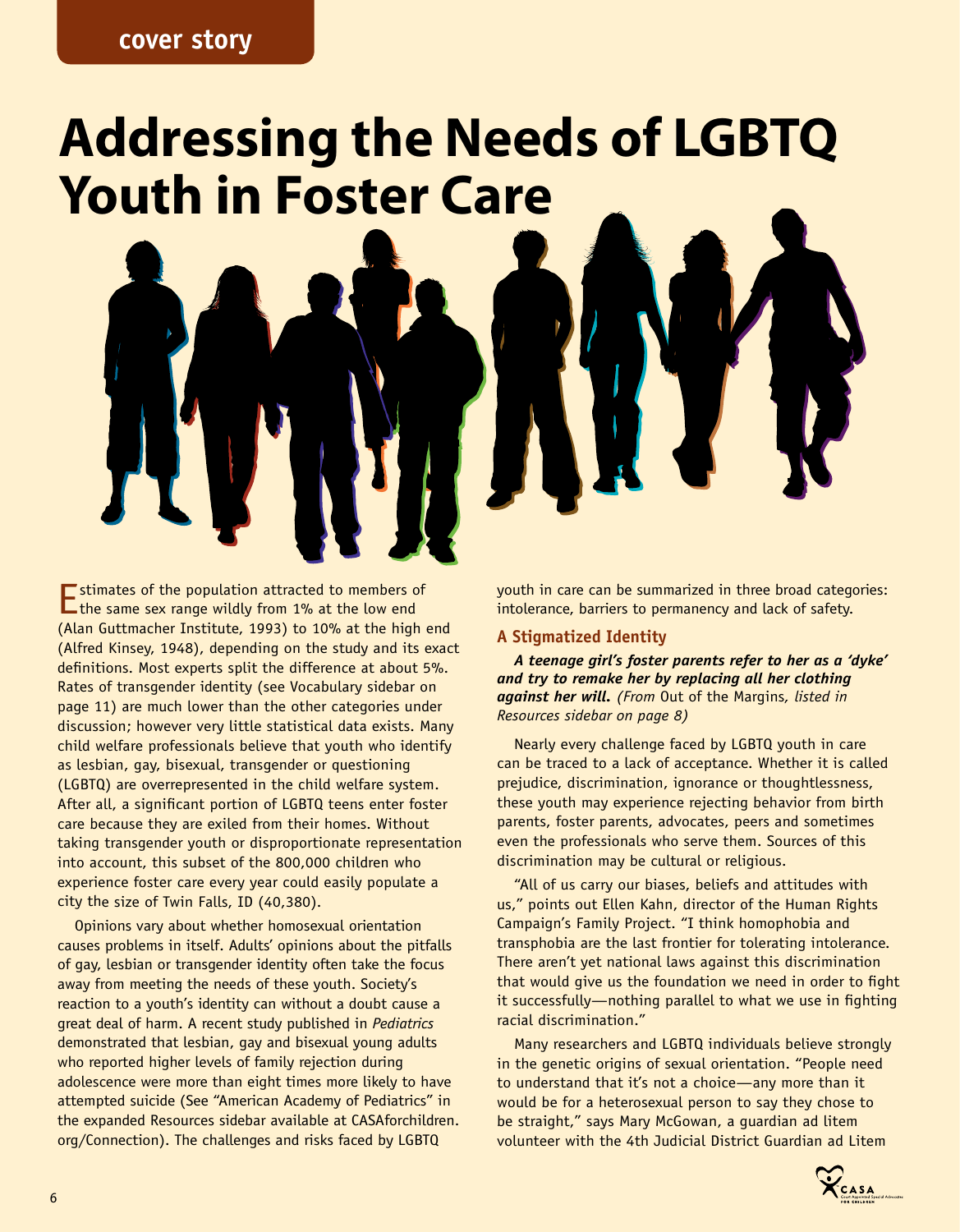cover story

# Addressing the Needs of LGBTQ Youth in Foster Care

Estimates of the population attracted to members of the same sex range wildly from 1% at the low end (Alan Guttmacher Institute, 1993) to 10% at the high end (Alfred Kinsey, 1948), depending on the study and its exact definitions. Most experts split the difference at about 5%. Rates of transgender identity (see Vocabulary sidebar on page 11) are much lower than the other categories under discussion; however very little statistical data exists. Many child welfare professionals believe that youth who identify as lesbian, gay, bisexual, transgender or questioning (LGBTQ) are overrepresented in the child welfare system. After all, a significant portion of LGBTQ teens enter foster care because they are exiled from their homes. Without taking transgender youth or disproportionate representation into account, this subset of the 800,000 children who experience foster care every year could easily populate a city the size of Twin Falls, ID (40,380).

Opinions vary about whether homosexual orientation causes problems in itself. Adults' opinions about the pitfalls of gay, lesbian or transgender identity often take the focus away from meeting the needs of these youth. Society's reaction to a youth's identity can without a doubt cause a great deal of harm. A recent study published in *Pediatrics* demonstrated that lesbian, gay and bisexual young adults who reported higher levels of family rejection during adolescence were more than eight times more likely to have attempted suicide (See "American Academy of Pediatrics" in the expanded Resources sidebar available at CASAforchildren.org/Connection). The challenges and risks faced by LGBTQ youth in care can be summarized in three broad categories: intolerance, barriers to permanency and lack of safety.

## A Stigmatized Identity

***A teenage girl's foster parents refer to her as a 'dyke' and try to remake her by replacing all her clothing against her will.*** *(From* Out of the Margins*, listed in Resources sidebar on page 8)*

Nearly every challenge faced by LGBTQ youth in care can be traced to a lack of acceptance. Whether it is called prejudice, discrimination, ignorance or thoughtlessness, these youth may experience rejecting behavior from birth parents, foster parents, advocates, peers and sometimes even the professionals who serve them. Sources of this discrimination may be cultural or religious.

"All of us carry our biases, beliefs and attitudes with us," points out Ellen Kahn, director of the Human Rights Campaign's Family Project. "I think homophobia and transphobia are the last frontier for tolerating intolerance. There aren't yet national laws against this discrimination that would give us the foundation we need in order to fight it successfully—nothing parallel to what we use in fighting racial discrimination."

Many researchers and LGBTQ individuals believe strongly in the genetic origins of sexual orientation. "People need to understand that it's not a choice—any more than it would be for a heterosexual person to say they chose to be straight," says Mary McGowan, a guardian ad litem volunteer with the 4th Judicial District Guardian ad Litem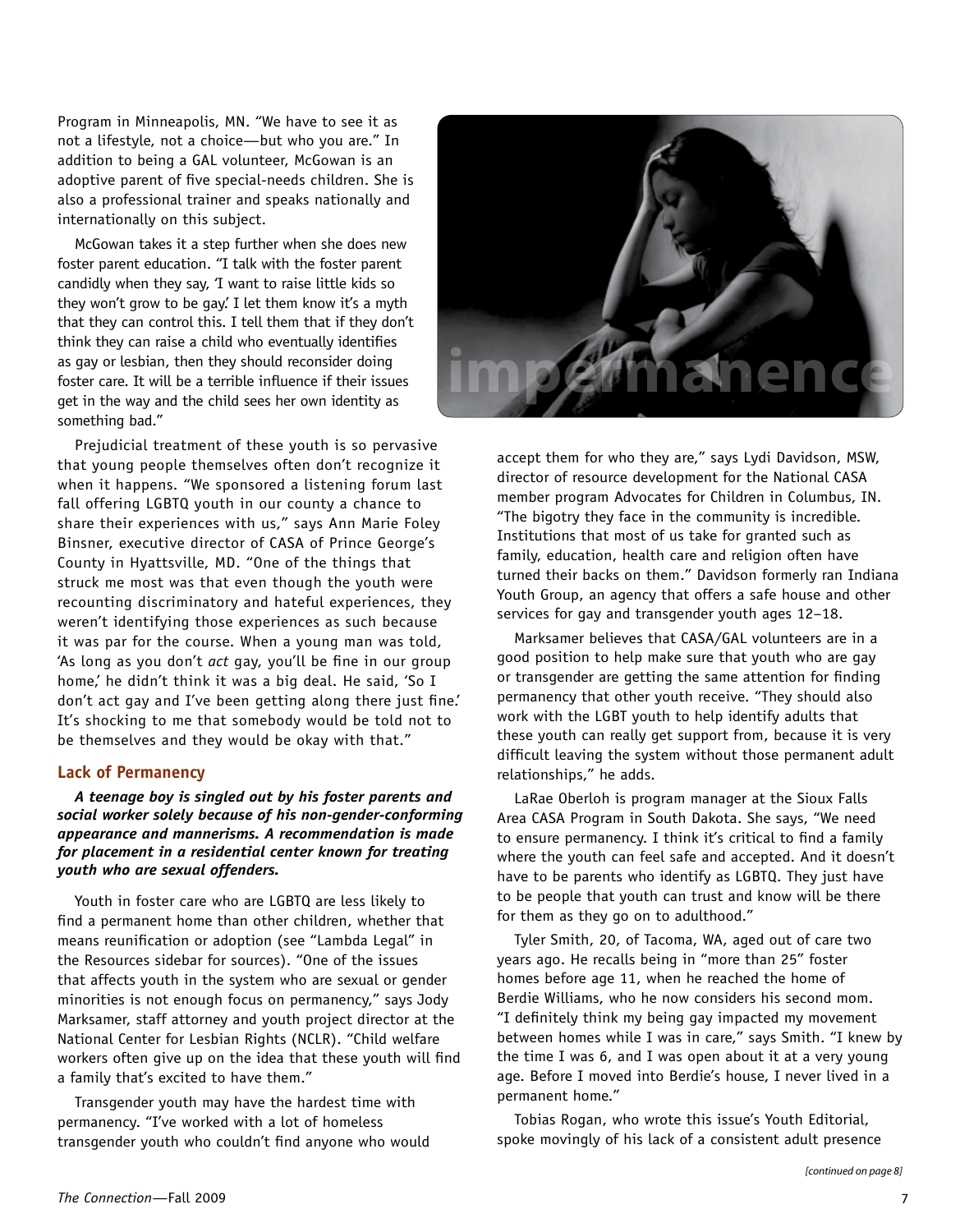Program in Minneapolis, MN. "We have to see it as not a lifestyle, not a choice—but who you are." In addition to being a GAL volunteer, McGowan is an adoptive parent of five special-needs children. She is also a professional trainer and speaks nationally and internationally on this subject.

McGowan takes it a step further when she does new foster parent education. "I talk with the foster parent candidly when they say, 'I want to raise little kids so they won't grow to be gay.' I let them know it's a myth that they can control this. I tell them that if they don't think they can raise a child who eventually identifies as gay or lesbian, then they should reconsider doing foster care. It will be a terrible influence if their issues get in the way and the child sees her own identity as something bad."

Prejudicial treatment of these youth is so pervasive that young people themselves often don't recognize it when it happens. "We sponsored a listening forum last fall offering LGBTQ youth in our county a chance to share their experiences with us," says Ann Marie Foley Binsner, executive director of CASA of Prince George's County in Hyattsville, MD. "One of the things that struck me most was that even though the youth were recounting discriminatory and hateful experiences, they weren't identifying those experiences as such because it was par for the course. When a young man was told, 'As long as you don't *act* gay, you'll be fine in our group home,' he didn't think it was a big deal. He said, 'So I don't act gay and I've been getting along there just fine.' It's shocking to me that somebody would be told not to be themselves and they would be okay with that."

## Lack of Permanency

***A teenage boy is singled out by his foster parents and social worker solely because of his non-gender-conforming appearance and mannerisms. A recommendation is made for placement in a residential center known for treating youth who are sexual offenders.***

Youth in foster care who are LGBTQ are less likely to find a permanent home than other children, whether that means reunification or adoption (see "Lambda Legal" in the Resources sidebar for sources). "One of the issues that affects youth in the system who are sexual or gender minorities is not enough focus on permanency," says Jody Marksamer, staff attorney and youth project director at the National Center for Lesbian Rights (NCLR). "Child welfare workers often give up on the idea that these youth will find a family that's excited to have them."

Transgender youth may have the hardest time with permanency. "I've worked with a lot of homeless transgender youth who couldn't find anyone who would accept them for who they are," says Lydi Davidson, MSW, director of resource development for the National CASA member program Advocates for Children in Columbus, IN. "The bigotry they face in the community is incredible. Institutions that most of us take for granted such as family, education, health care and religion often have turned their backs on them." Davidson formerly ran Indiana Youth Group, an agency that offers a safe house and other services for gay and transgender youth ages 12–18.

Marksamer believes that CASA/GAL volunteers are in a good position to help make sure that youth who are gay or transgender are getting the same attention for finding permanency that other youth receive. "They should also work with the LGBT youth to help identify adults that these youth can really get support from, because it is very difficult leaving the system without those permanent adult relationships," he adds.

LaRae Oberloh is program manager at the Sioux Falls Area CASA Program in South Dakota. She says, "We need to ensure permanency. I think it's critical to find a family where the youth can feel safe and accepted. And it doesn't have to be parents who identify as LGBTQ. They just have to be people that youth can trust and know will be there for them as they go on to adulthood."

Tyler Smith, 20, of Tacoma, WA, aged out of care two years ago. He recalls being in "more than 25" foster homes before age 11, when he reached the home of Berdie Williams, who he now considers his second mom. "I definitely think my being gay impacted my movement between homes while I was in care," says Smith. "I knew by the time I was 6, and I was open about it at a very young age. Before I moved into Berdie's house, I never lived in a permanent home."

Tobias Rogan, who wrote this issue's Youth Editorial, spoke movingly of his lack of a consistent adult presence

*[continued on page 8]*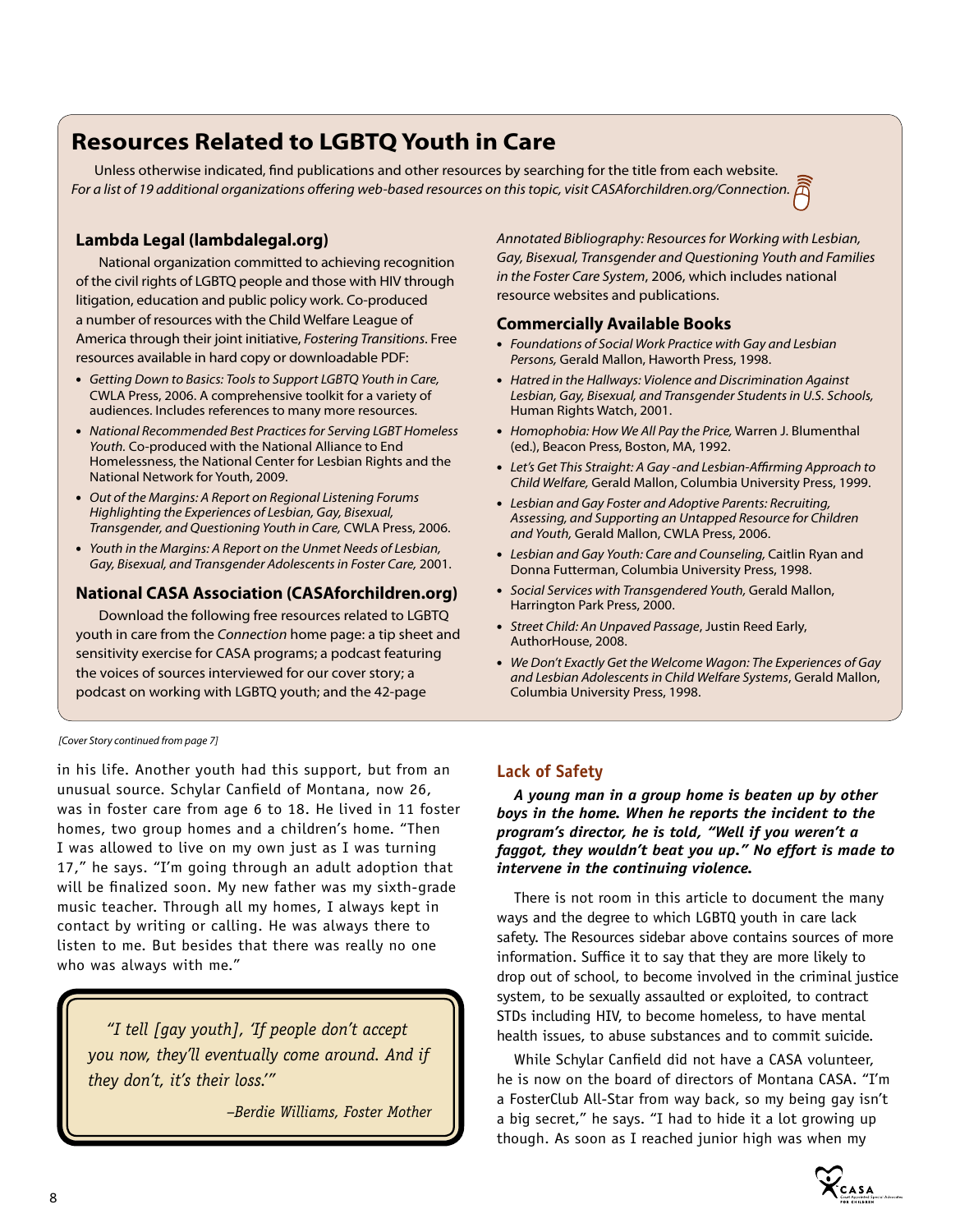## Resources Related to LGBTQ Youth in Care

Unless otherwise indicated, find publications and other resources by searching for the title from each website.
*For a list of 19 additional organizations offering web-based resources on this topic, visit CASAforchildren.org/Connection.*

### Lambda Legal (lambdalegal.org)

National organization committed to achieving recognition of the civil rights of LGBTQ people and those with HIV through litigation, education and public policy work. Co-produced a number of resources with the Child Welfare League of America through their joint initiative, *Fostering Transitions*. Free resources available in hard copy or downloadable PDF:

- *Getting Down to Basics: Tools to Support LGBTQ Youth in Care,* CWLA Press, 2006. A comprehensive toolkit for a variety of audiences. Includes references to many more resources.
- *National Recommended Best Practices for Serving LGBT Homeless Youth.* Co-produced with the National Alliance to End Homelessness, the National Center for Lesbian Rights and the National Network for Youth, 2009.
- *Out of the Margins: A Report on Regional Listening Forums Highlighting the Experiences of Lesbian, Gay, Bisexual, Transgender, and Questioning Youth in Care,* CWLA Press, 2006.
- *Youth in the Margins: A Report on the Unmet Needs of Lesbian, Gay, Bisexual, and Transgender Adolescents in Foster Care,* 2001.

### National CASA Association (CASAforchildren.org)

Download the following free resources related to LGBTQ youth in care from the *Connection* home page: a tip sheet and sensitivity exercise for CASA programs; a podcast featuring the voices of sources interviewed for our cover story; a podcast on working with LGBTQ youth; and the 42-page *Annotated Bibliography: Resources for Working with Lesbian, Gay, Bisexual, Transgender and Questioning Youth and Families in the Foster Care System*, 2006, which includes national resource websites and publications.

### Commercially Available Books

- *Foundations of Social Work Practice with Gay and Lesbian Persons,* Gerald Mallon, Haworth Press, 1998.
- *Hatred in the Hallways: Violence and Discrimination Against Lesbian, Gay, Bisexual, and Transgender Students in U.S. Schools,* Human Rights Watch, 2001.
- *Homophobia: How We All Pay the Price,* Warren J. Blumenthal (ed.), Beacon Press, Boston, MA, 1992.
- *Let's Get This Straight: A Gay -and Lesbian-Affirming Approach to Child Welfare,* Gerald Mallon, Columbia University Press, 1999.
- *Lesbian and Gay Foster and Adoptive Parents: Recruiting, Assessing, and Supporting an Untapped Resource for Children and Youth,* Gerald Mallon, CWLA Press, 2006.
- *Lesbian and Gay Youth: Care and Counseling,* Caitlin Ryan and Donna Futterman, Columbia University Press, 1998.
- *Social Services with Transgendered Youth,* Gerald Mallon, Harrington Park Press, 2000.
- *Street Child: An Unpaved Passage*, Justin Reed Early, AuthorHouse, 2008.
- *We Don't Exactly Get the Welcome Wagon: The Experiences of Gay and Lesbian Adolescents in Child Welfare Systems*, Gerald Mallon, Columbia University Press, 1998.

*[Cover Story continued from page 7]*

in his life. Another youth had this support, but from an unusual source. Schylar Canfield of Montana, now 26, was in foster care from age 6 to 18. He lived in 11 foster homes, two group homes and a children's home. "Then I was allowed to live on my own just as I was turning 17," he says. "I'm going through an adult adoption that will be finalized soon. My new father was my sixth-grade music teacher. Through all my homes, I always kept in contact by writing or calling. He was always there to listen to me. But besides that there was really no one who was always with me."

> *"I tell [gay youth], 'If people don't accept you now, they'll eventually come around. And if they don't, it's their loss.'"*
>
> *–Berdie Williams, Foster Mother*

### Lack of Safety

***A young man in a group home is beaten up by other boys in the home. When he reports the incident to the program's director, he is told, "Well if you weren't a faggot, they wouldn't beat you up." No effort is made to intervene in the continuing violence.***

There is not room in this article to document the many ways and the degree to which LGBTQ youth in care lack safety. The Resources sidebar above contains sources of more information. Suffice it to say that they are more likely to drop out of school, to become involved in the criminal justice system, to be sexually assaulted or exploited, to contract STDs including HIV, to become homeless, to have mental health issues, to abuse substances and to commit suicide.

While Schylar Canfield did not have a CASA volunteer, he is now on the board of directors of Montana CASA. "I'm a FosterClub All-Star from way back, so my being gay isn't a big secret," he says. "I had to hide it a lot growing up though. As soon as I reached junior high was when my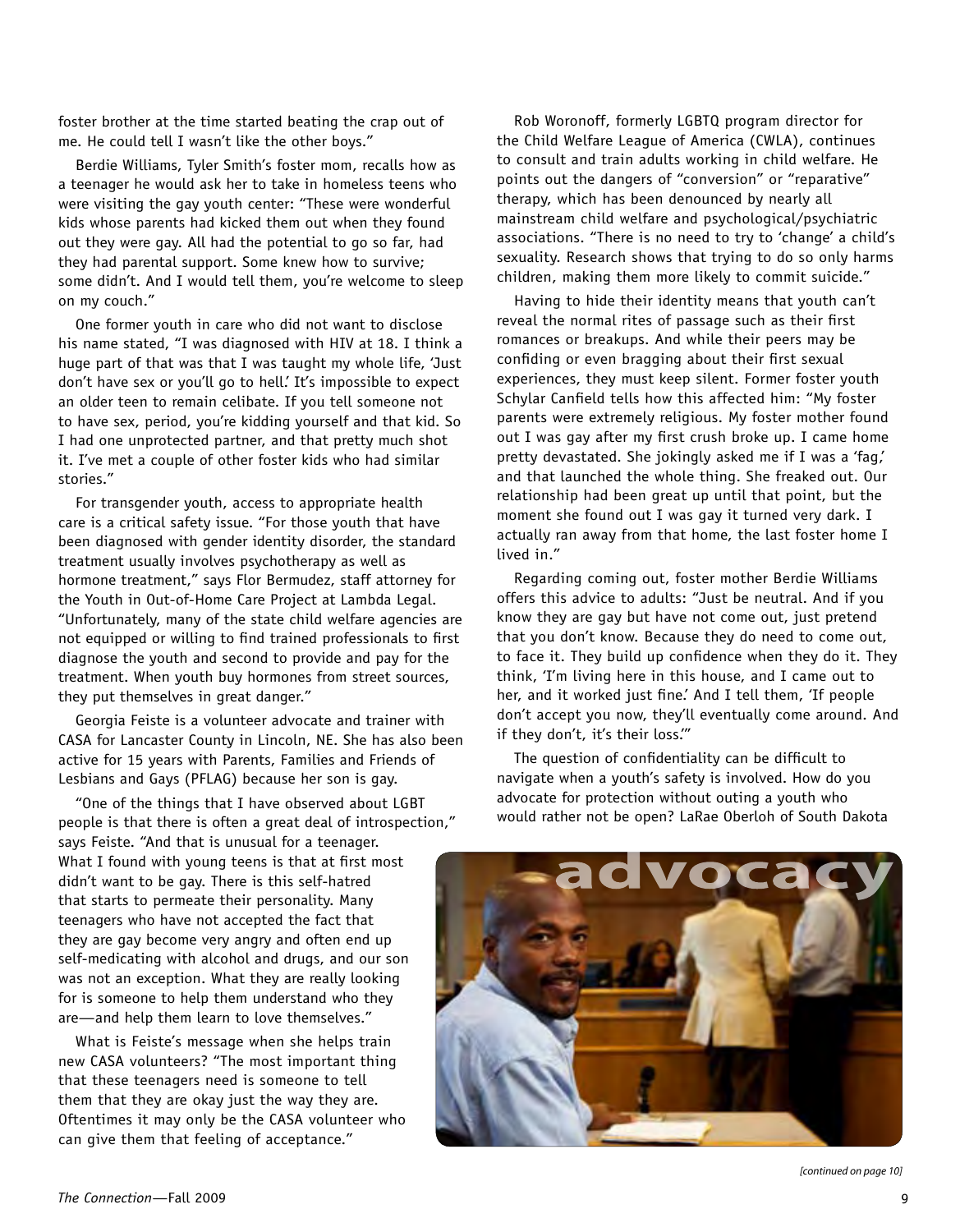foster brother at the time started beating the crap out of me. He could tell I wasn't like the other boys."

Berdie Williams, Tyler Smith's foster mom, recalls how as a teenager he would ask her to take in homeless teens who were visiting the gay youth center: "These were wonderful kids whose parents had kicked them out when they found out they were gay. All had the potential to go so far, had they had parental support. Some knew how to survive; some didn't. And I would tell them, you're welcome to sleep on my couch."

One former youth in care who did not want to disclose his name stated, "I was diagnosed with HIV at 18. I think a huge part of that was that I was taught my whole life, 'Just don't have sex or you'll go to hell.' It's impossible to expect an older teen to remain celibate. If you tell someone not to have sex, period, you're kidding yourself and that kid. So I had one unprotected partner, and that pretty much shot it. I've met a couple of other foster kids who had similar stories."

For transgender youth, access to appropriate health care is a critical safety issue. "For those youth that have been diagnosed with gender identity disorder, the standard treatment usually involves psychotherapy as well as hormone treatment," says Flor Bermudez, staff attorney for the Youth in Out-of-Home Care Project at Lambda Legal. "Unfortunately, many of the state child welfare agencies are not equipped or willing to find trained professionals to first diagnose the youth and second to provide and pay for the treatment. When youth buy hormones from street sources, they put themselves in great danger."

Georgia Feiste is a volunteer advocate and trainer with CASA for Lancaster County in Lincoln, NE. She has also been active for 15 years with Parents, Families and Friends of Lesbians and Gays (PFLAG) because her son is gay.

"One of the things that I have observed about LGBT people is that there is often a great deal of introspection," says Feiste. "And that is unusual for a teenager. What I found with young teens is that at first most didn't want to be gay. There is this self-hatred that starts to permeate their personality. Many teenagers who have not accepted the fact that they are gay become very angry and often end up self-medicating with alcohol and drugs, and our son was not an exception. What they are really looking for is someone to help them understand who they are—and help them learn to love themselves."

What is Feiste's message when she helps train new CASA volunteers? "The most important thing that these teenagers need is someone to tell them that they are okay just the way they are. Oftentimes it may only be the CASA volunteer who can give them that feeling of acceptance."

Rob Woronoff, formerly LGBTQ program director for the Child Welfare League of America (CWLA), continues to consult and train adults working in child welfare. He points out the dangers of "conversion" or "reparative" therapy, which has been denounced by nearly all mainstream child welfare and psychological/psychiatric associations. "There is no need to try to 'change' a child's sexuality. Research shows that trying to do so only harms children, making them more likely to commit suicide."

Having to hide their identity means that youth can't reveal the normal rites of passage such as their first romances or breakups. And while their peers may be confiding or even bragging about their first sexual experiences, they must keep silent. Former foster youth Schylar Canfield tells how this affected him: "My foster parents were extremely religious. My foster mother found out I was gay after my first crush broke up. I came home pretty devastated. She jokingly asked me if I was a 'fag,' and that launched the whole thing. She freaked out. Our relationship had been great up until that point, but the moment she found out I was gay it turned very dark. I actually ran away from that home, the last foster home I lived in."

Regarding coming out, foster mother Berdie Williams offers this advice to adults: "Just be neutral. And if you know they are gay but have not come out, just pretend that you don't know. Because they do need to come out, to face it. They build up confidence when they do it. They think, 'I'm living here in this house, and I came out to her, and it worked just fine.' And I tell them, 'If people don't accept you now, they'll eventually come around. And if they don't, it's their loss.'"

The question of confidentiality can be difficult to navigate when a youth's safety is involved. How do you advocate for protection without outing a youth who would rather not be open? LaRae Oberloh of South Dakota

advocacy

*[continued on page 10]*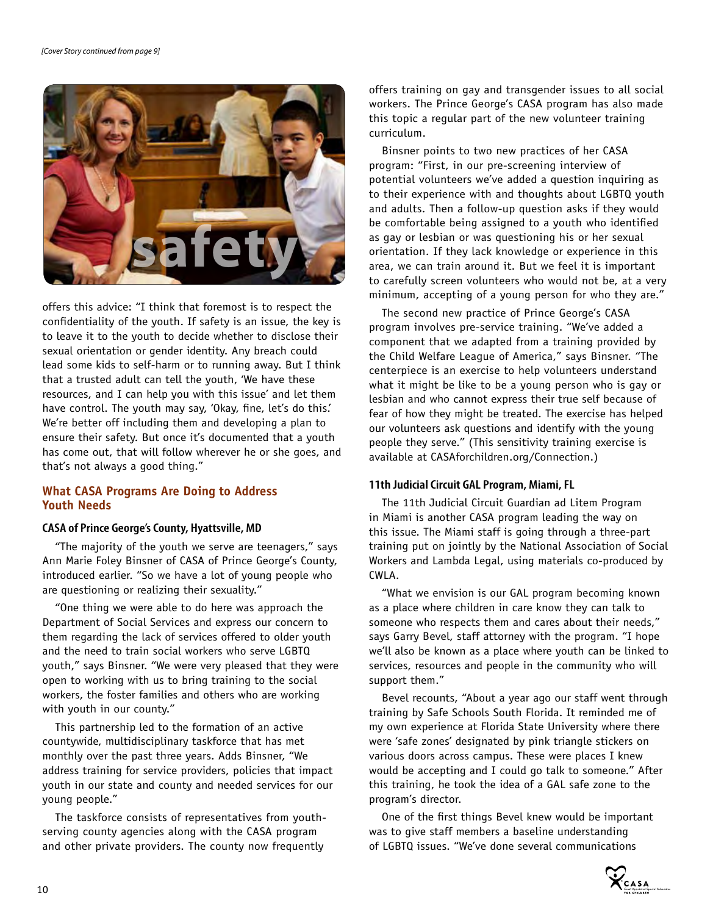*[Cover Story continued from page 9]*

offers this advice: "I think that foremost is to respect the confidentiality of the youth. If safety is an issue, the key is to leave it to the youth to decide whether to disclose their sexual orientation or gender identity. Any breach could lead some kids to self-harm or to running away. But I think that a trusted adult can tell the youth, 'We have these resources, and I can help you with this issue' and let them have control. The youth may say, 'Okay, fine, let's do this.' We're better off including them and developing a plan to ensure their safety. But once it's documented that a youth has come out, that will follow wherever he or she goes, and that's not always a good thing."

## What CASA Programs Are Doing to Address Youth Needs

### CASA of Prince George's County, Hyattsville, MD

"The majority of the youth we serve are teenagers," says Ann Marie Foley Binsner of CASA of Prince George's County, introduced earlier. "So we have a lot of young people who are questioning or realizing their sexuality."

"One thing we were able to do here was approach the Department of Social Services and express our concern to them regarding the lack of services offered to older youth and the need to train social workers who serve LGBTQ youth," says Binsner. "We were very pleased that they were open to working with us to bring training to the social workers, the foster families and others who are working with youth in our county."

This partnership led to the formation of an active countywide, multidisciplinary taskforce that has met monthly over the past three years. Adds Binsner, "We address training for service providers, policies that impact youth in our state and county and needed services for our young people."

The taskforce consists of representatives from youth-serving county agencies along with the CASA program and other private providers. The county now frequently offers training on gay and transgender issues to all social workers. The Prince George's CASA program has also made this topic a regular part of the new volunteer training curriculum.

Binsner points to two new practices of her CASA program: "First, in our pre-screening interview of potential volunteers we've added a question inquiring as to their experience with and thoughts about LGBTQ youth and adults. Then a follow-up question asks if they would be comfortable being assigned to a youth who identified as gay or lesbian or was questioning his or her sexual orientation. If they lack knowledge or experience in this area, we can train around it. But we feel it is important to carefully screen volunteers who would not be, at a very minimum, accepting of a young person for who they are."

The second new practice of Prince George's CASA program involves pre-service training. "We've added a component that we adapted from a training provided by the Child Welfare League of America," says Binsner. "The centerpiece is an exercise to help volunteers understand what it might be like to be a young person who is gay or lesbian and who cannot express their true self because of fear of how they might be treated. The exercise has helped our volunteers ask questions and identify with the young people they serve." (This sensitivity training exercise is available at CASAforchildren.org/Connection.)

### 11th Judicial Circuit GAL Program, Miami, FL

The 11th Judicial Circuit Guardian ad Litem Program in Miami is another CASA program leading the way on this issue. The Miami staff is going through a three-part training put on jointly by the National Association of Social Workers and Lambda Legal, using materials co-produced by CWLA.

"What we envision is our GAL program becoming known as a place where children in care know they can talk to someone who respects them and cares about their needs," says Garry Bevel, staff attorney with the program. "I hope we'll also be known as a place where youth can be linked to services, resources and people in the community who will support them."

Bevel recounts, "About a year ago our staff went through training by Safe Schools South Florida. It reminded me of my own experience at Florida State University where there were 'safe zones' designated by pink triangle stickers on various doors across campus. These were places I knew would be accepting and I could go talk to someone." After this training, he took the idea of a GAL safe zone to the program's director.

One of the first things Bevel knew would be important was to give staff members a baseline understanding of LGBTQ issues. "We've done several communications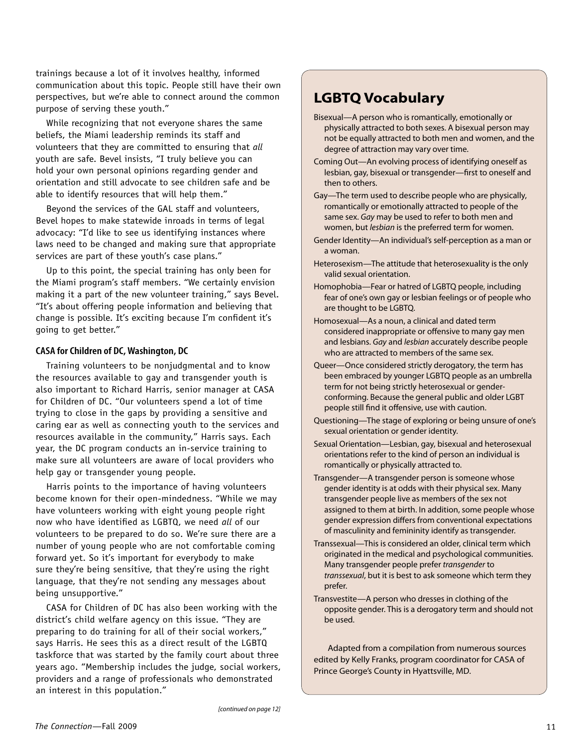trainings because a lot of it involves healthy, informed communication about this topic. People still have their own perspectives, but we're able to connect around the common purpose of serving these youth."

While recognizing that not everyone shares the same beliefs, the Miami leadership reminds its staff and volunteers that they are committed to ensuring that *all* youth are safe. Bevel insists, "I truly believe you can hold your own personal opinions regarding gender and orientation and still advocate to see children safe and be able to identify resources that will help them."

Beyond the services of the GAL staff and volunteers, Bevel hopes to make statewide inroads in terms of legal advocacy: "I'd like to see us identifying instances where laws need to be changed and making sure that appropriate services are part of these youth's case plans."

Up to this point, the special training has only been for the Miami program's staff members. "We certainly envision making it a part of the new volunteer training," says Bevel. "It's about offering people information and believing that change is possible. It's exciting because I'm confident it's going to get better."

#### CASA for Children of DC, Washington, DC

Training volunteers to be nonjudgmental and to know the resources available to gay and transgender youth is also important to Richard Harris, senior manager at CASA for Children of DC. "Our volunteers spend a lot of time trying to close in the gaps by providing a sensitive and caring ear as well as connecting youth to the services and resources available in the community," Harris says. Each year, the DC program conducts an in-service training to make sure all volunteers are aware of local providers who help gay or transgender young people.

Harris points to the importance of having volunteers become known for their open-mindedness. "While we may have volunteers working with eight young people right now who have identified as LGBTQ, we need *all* of our volunteers to be prepared to do so. We're sure there are a number of young people who are not comfortable coming forward yet. So it's important for everybody to make sure they're being sensitive, that they're using the right language, that they're not sending any messages about being unsupportive."

CASA for Children of DC has also been working with the district's child welfare agency on this issue. "They are preparing to do training for all of their social workers," says Harris. He sees this as a direct result of the LGBTQ taskforce that was started by the family court about three years ago. "Membership includes the judge, social workers, providers and a range of professionals who demonstrated an interest in this population."

*[continued on page 12]*

## LGBTQ Vocabulary

Bisexual—A person who is romantically, emotionally or physically attracted to both sexes. A bisexual person may not be equally attracted to both men and women, and the degree of attraction may vary over time.

Coming Out—An evolving process of identifying oneself as lesbian, gay, bisexual or transgender—first to oneself and then to others.

Gay—The term used to describe people who are physically, romantically or emotionally attracted to people of the same sex. *Gay* may be used to refer to both men and women, but *lesbian* is the preferred term for women.

Gender Identity—An individual's self-perception as a man or a woman.

Heterosexism—The attitude that heterosexuality is the only valid sexual orientation.

Homophobia—Fear or hatred of LGBTQ people, including fear of one's own gay or lesbian feelings or of people who are thought to be LGBTQ.

Homosexual—As a noun, a clinical and dated term considered inappropriate or offensive to many gay men and lesbians. *Gay* and *lesbian* accurately describe people who are attracted to members of the same sex.

Queer—Once considered strictly derogatory, the term has been embraced by younger LGBTQ people as an umbrella term for not being strictly heterosexual or gender-conforming. Because the general public and older LGBT people still find it offensive, use with caution.

Questioning—The stage of exploring or being unsure of one's sexual orientation or gender identity.

Sexual Orientation—Lesbian, gay, bisexual and heterosexual orientations refer to the kind of person an individual is romantically or physically attracted to.

Transgender—A transgender person is someone whose gender identity is at odds with their physical sex. Many transgender people live as members of the sex not assigned to them at birth. In addition, some people whose gender expression differs from conventional expectations of masculinity and femininity identify as transgender.

Transsexual—This is considered an older, clinical term which originated in the medical and psychological communities. Many transgender people prefer *transgender* to *transsexual*, but it is best to ask someone which term they prefer.

Transvestite—A person who dresses in clothing of the opposite gender. This is a derogatory term and should not be used.

Adapted from a compilation from numerous sources edited by Kelly Franks, program coordinator for CASA of Prince George's County in Hyattsville, MD.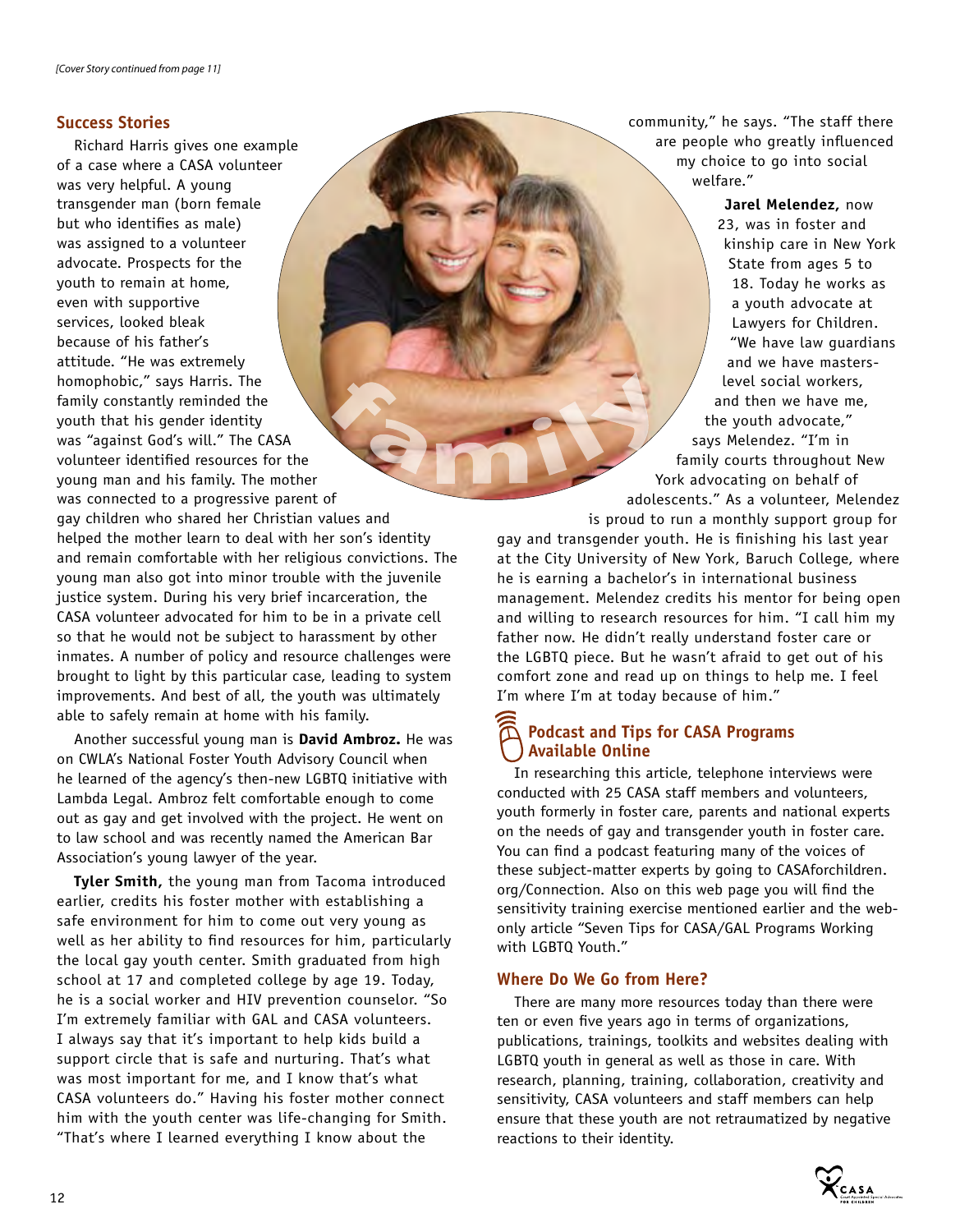*[Cover Story continued from page 11]*

## Success Stories

Richard Harris gives one example of a case where a CASA volunteer was very helpful. A young transgender man (born female but who identifies as male) was assigned to a volunteer advocate. Prospects for the youth to remain at home, even with supportive services, looked bleak because of his father's attitude. "He was extremely homophobic," says Harris. The family constantly reminded the youth that his gender identity was "against God's will." The CASA volunteer identified resources for the young man and his family. The mother was connected to a progressive parent of gay children who shared her Christian values and helped the mother learn to deal with her son's identity and remain comfortable with her religious convictions. The young man also got into minor trouble with the juvenile justice system. During his very brief incarceration, the CASA volunteer advocated for him to be in a private cell so that he would not be subject to harassment by other inmates. A number of policy and resource challenges were brought to light by this particular case, leading to system improvements. And best of all, the youth was ultimately able to safely remain at home with his family.

Another successful young man is **David Ambroz.** He was on CWLA's National Foster Youth Advisory Council when he learned of the agency's then-new LGBTQ initiative with Lambda Legal. Ambroz felt comfortable enough to come out as gay and get involved with the project. He went on to law school and was recently named the American Bar Association's young lawyer of the year.

**Tyler Smith,** the young man from Tacoma introduced earlier, credits his foster mother with establishing a safe environment for him to come out very young as well as her ability to find resources for him, particularly the local gay youth center. Smith graduated from high school at 17 and completed college by age 19. Today, he is a social worker and HIV prevention counselor. "So I'm extremely familiar with GAL and CASA volunteers. I always say that it's important to help kids build a support circle that is safe and nurturing. That's what was most important for me, and I know that's what CASA volunteers do." Having his foster mother connect him with the youth center was life-changing for Smith. "That's where I learned everything I know about the community," he says. "The staff there are people who greatly influenced my choice to go into social welfare."

**Jarel Melendez,** now 23, was in foster and kinship care in New York State from ages 5 to 18. Today he works as a youth advocate at Lawyers for Children. "We have law guardians and we have masters-level social workers, and then we have me, the youth advocate," says Melendez. "I'm in family courts throughout New York advocating on behalf of adolescents." As a volunteer, Melendez is proud to run a monthly support group for gay and transgender youth. He is finishing his last year at the City University of New York, Baruch College, where he is earning a bachelor's in international business management. Melendez credits his mentor for being open and willing to research resources for him. "I call him my father now. He didn't really understand foster care or the LGBTQ piece. But he wasn't afraid to get out of his comfort zone and read up on things to help me. I feel I'm where I'm at today because of him."

## Podcast and Tips for CASA Programs Available Online

In researching this article, telephone interviews were conducted with 25 CASA staff members and volunteers, youth formerly in foster care, parents and national experts on the needs of gay and transgender youth in foster care. You can find a podcast featuring many of the voices of these subject-matter experts by going to CASAforchildren.org/Connection. Also on this web page you will find the sensitivity training exercise mentioned earlier and the web-only article "Seven Tips for CASA/GAL Programs Working with LGBTQ Youth."

## Where Do We Go from Here?

There are many more resources today than there were ten or even five years ago in terms of organizations, publications, trainings, toolkits and websites dealing with LGBTQ youth in general as well as those in care. With research, planning, training, collaboration, creativity and sensitivity, CASA volunteers and staff members can help ensure that these youth are not retraumatized by negative reactions to their identity.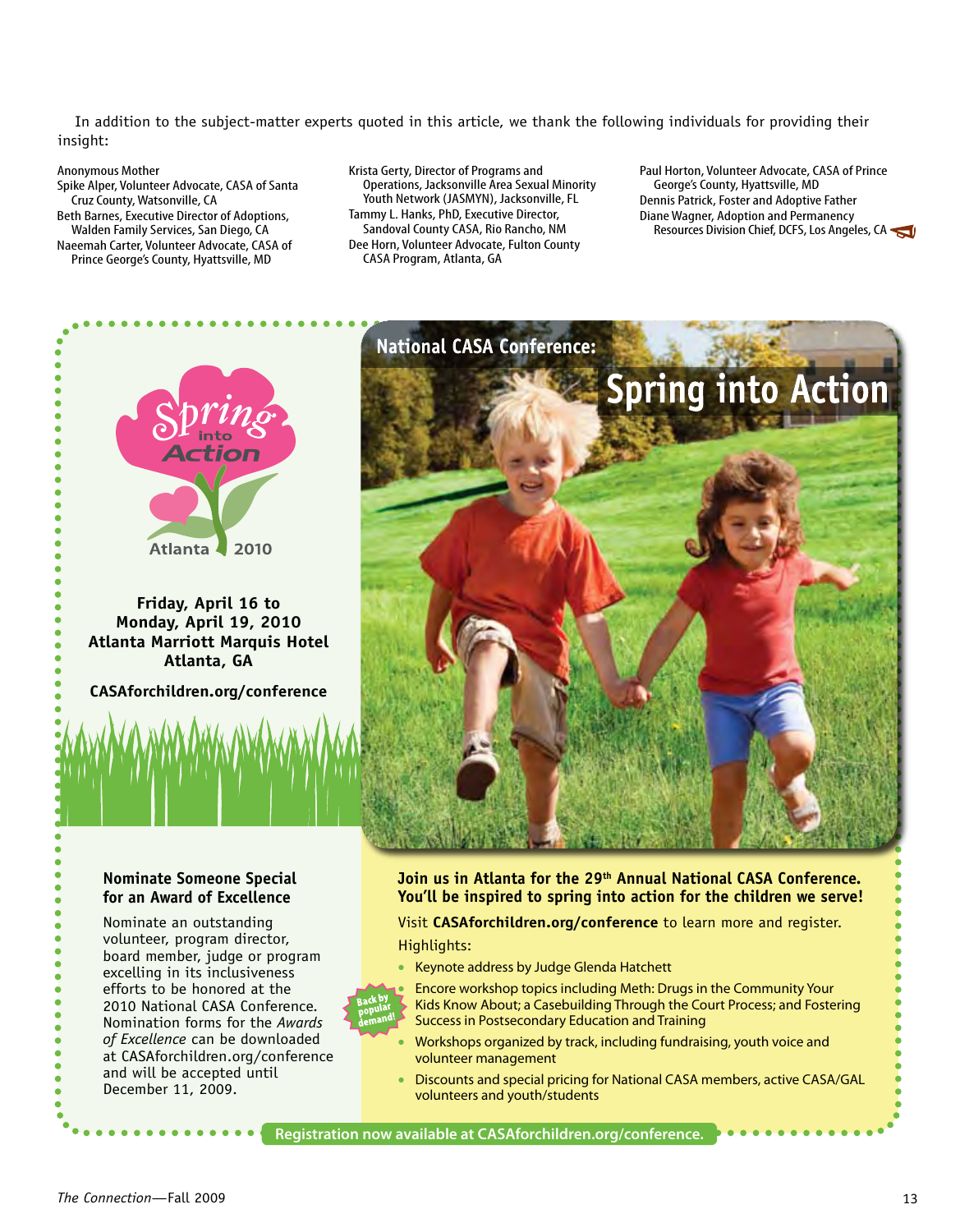In addition to the subject-matter experts quoted in this article, we thank the following individuals for providing their insight:

- Anonymous Mother
- Spike Alper, Volunteer Advocate, CASA of Santa Cruz County, Watsonville, CA
- Beth Barnes, Executive Director of Adoptions, Walden Family Services, San Diego, CA
- Naeemah Carter, Volunteer Advocate, CASA of Prince George's County, Hyattsville, MD
- Krista Gerty, Director of Programs and Operations, Jacksonville Area Sexual Minority Youth Network (JASMYN), Jacksonville, FL
- Tammy L. Hanks, PhD, Executive Director, Sandoval County CASA, Rio Rancho, NM
- Dee Horn, Volunteer Advocate, Fulton County CASA Program, Atlanta, GA
- Paul Horton, Volunteer Advocate, CASA of Prince George's County, Hyattsville, MD
- Dennis Patrick, Foster and Adoptive Father
- Diane Wagner, Adoption and Permanency Resources Division Chief, DCFS, Los Angeles, CA

## National CASA Conference: Spring into Action

Spring into Action
Atlanta 2010

**Friday, April 16 to Monday, April 19, 2010**
**Atlanta Marriott Marquis Hotel**
**Atlanta, GA**

**CASAforchildren.org/conference**

### Nominate Someone Special for an Award of Excellence

Nominate an outstanding volunteer, program director, board member, judge or program excelling in its inclusiveness efforts to be honored at the 2010 National CASA Conference. Nomination forms for the *Awards of Excellence* can be downloaded at CASAforchildren.org/conference and will be accepted until December 11, 2009.

**Join us in Atlanta for the 29th Annual National CASA Conference. You'll be inspired to spring into action for the children we serve!**

Visit **CASAforchildren.org/conference** to learn more and register.

Highlights:

- Keynote address by Judge Glenda Hatchett
- Encore workshop topics including Meth: Drugs in the Community Your Kids Know About; a Casebuilding Through the Court Process; and Fostering Success in Postsecondary Education and Training (Back by popular demand!)
- Workshops organized by track, including fundraising, youth voice and volunteer management
- Discounts and special pricing for National CASA members, active CASA/GAL volunteers and youth/students

**Registration now available at CASAforchildren.org/conference.**